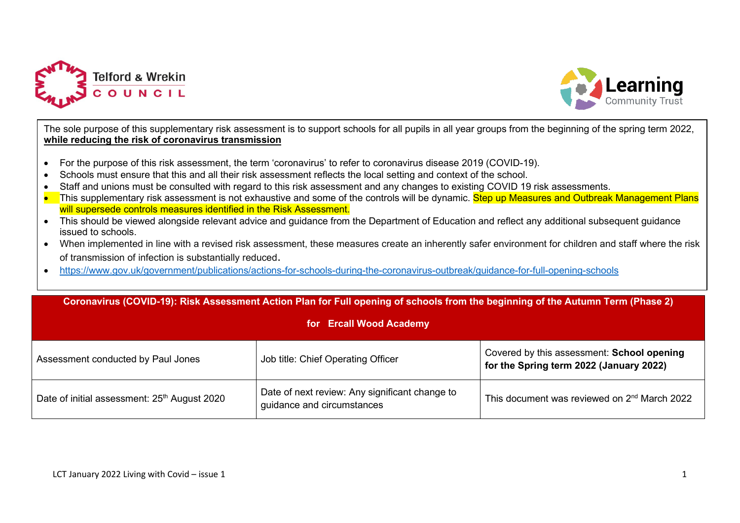Telford & Wrekin COUNCIL

Learning Community Trust

The sole purpose of this supplementary risk assessment is to support schools for all pupils in all year groups from the beginning of the spring term 2022, **while reducing the risk of coronavirus transmission**

- For the purpose of this risk assessment, the term 'coronavirus' to refer to coronavirus disease 2019 (COVID-19).
- Schools must ensure that this and all their risk assessment reflects the local setting and context of the school.
- Staff and unions must be consulted with regard to this risk assessment and any changes to existing COVID 19 risk assessments.
- This supplementary risk assessment is not exhaustive and some of the controls will be dynamic. Step up Measures and Outbreak Management Plans will supersede controls measures identified in the Risk Assessment.
- This should be viewed alongside relevant advice and guidance from the Department of Education and reflect any additional subsequent guidance issued to schools.
- When implemented in line with a revised risk assessment, these measures create an inherently safer environment for children and staff where the risk of transmission of infection is substantially reduced.
- https://www.gov.uk/government/publications/actions-for-schools-during-the-coronavirus-outbreak/guidance-for-full-opening-schools

| **Coronavirus (COVID-19): Risk Assessment Action Plan for Full opening of schools from the beginning of the Autumn Term (Phase 2) for Ercall Wood Academy** | | |
|---|---|---|
| Assessment conducted by Paul Jones | Job title: Chief Operating Officer | Covered by this assessment: **School opening for the Spring term 2022 (January 2022)** |
| Date of initial assessment: 25th August 2020 | Date of next review: Any significant change to guidance and circumstances | This document was reviewed on 2nd March 2022 |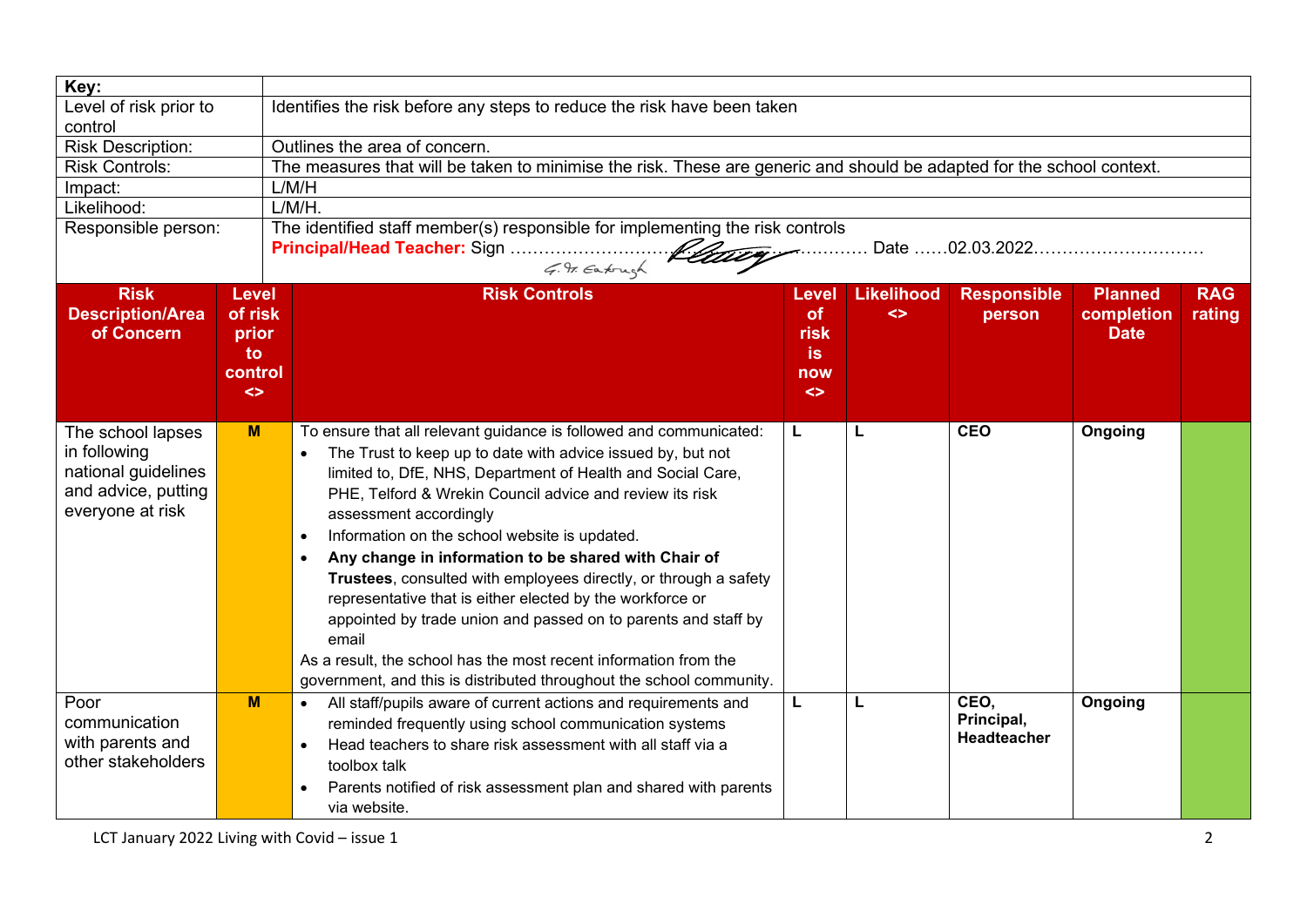| Key: | |
|---|---|
| Level of risk prior to control | Identifies the risk before any steps to reduce the risk have been taken |
| Risk Description: | Outlines the area of concern. |
| Risk Controls: | The measures that will be taken to minimise the risk. These are generic and should be adapted for the school context. |
| Impact: | L/M/H |
| Likelihood: | L/M/H. |
| Responsible person: | The identified staff member(s) responsible for implementing the risk controls<br>**Principal/Head Teacher:** Sign ………………………… G. St. Eatough ………… Date ……02.03.2022………………………… |

| Risk Description/Area of Concern | Level of risk prior to control <> | Risk Controls | Level of risk is now <> | Likelihood <> | Responsible person | Planned completion Date | RAG rating |
|---|---|---|---|---|---|---|---|
| The school lapses in following national guidelines and advice, putting everyone at risk | **M** | To ensure that all relevant guidance is followed and communicated:<br>• The Trust to keep up to date with advice issued by, but not limited to, DfE, NHS, Department of Health and Social Care, PHE, Telford & Wrekin Council advice and review its risk assessment accordingly<br>• Information on the school website is updated.<br>• **Any change in information to be shared with Chair of Trustees**, consulted with employees directly, or through a safety representative that is either elected by the workforce or appointed by trade union and passed on to parents and staff by email<br>As a result, the school has the most recent information from the government, and this is distributed throughout the school community. | **L** | **L** | **CEO** | **Ongoing** | |
| Poor communication with parents and other stakeholders | **M** | • All staff/pupils aware of current actions and requirements and reminded frequently using school communication systems<br>• Head teachers to share risk assessment with all staff via a toolbox talk<br>• Parents notified of risk assessment plan and shared with parents via website. | **L** | **L** | **CEO, Principal, Headteacher** | **Ongoing** | |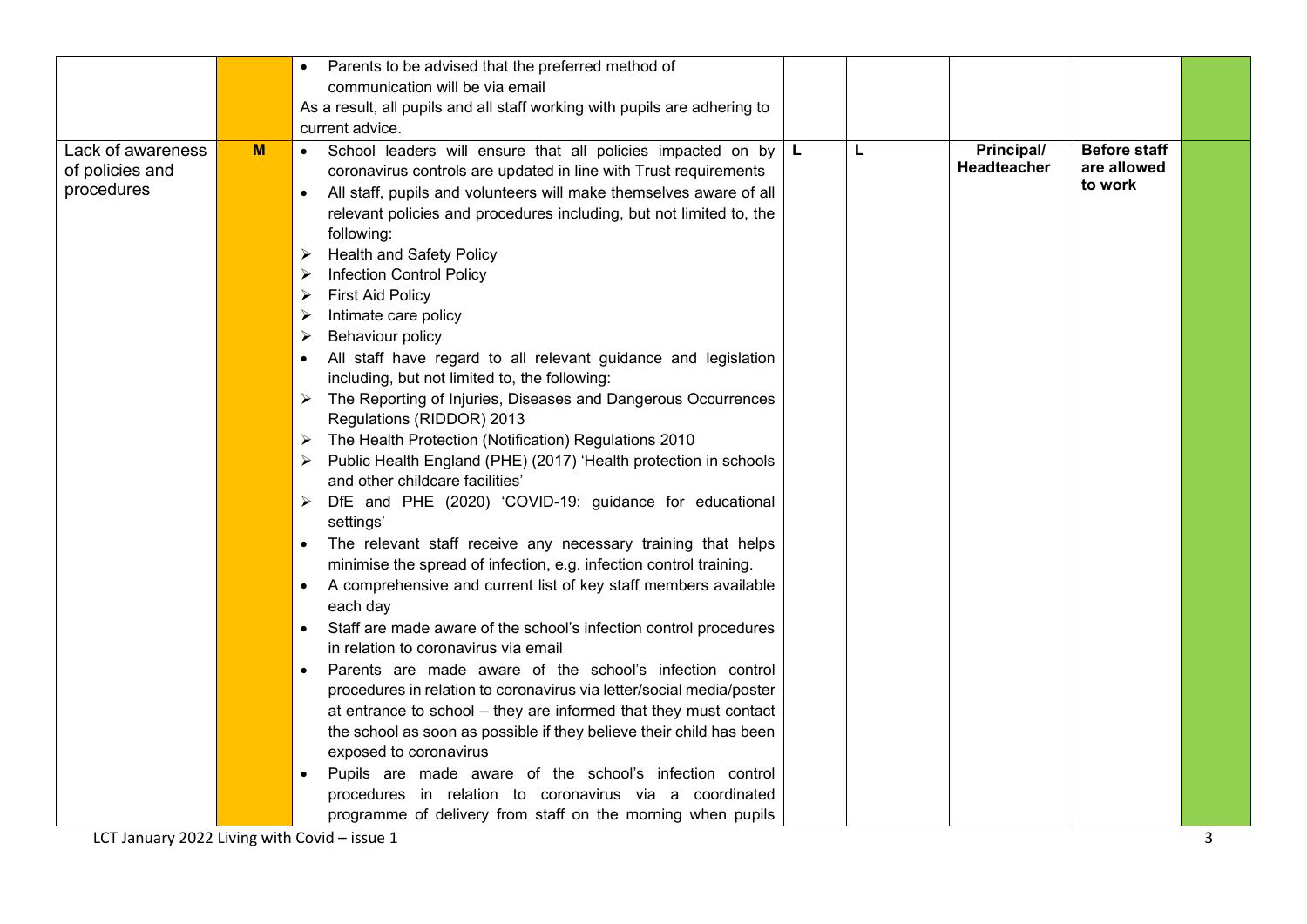|  |  |  |  |  |  |  |  |
|---|---|---|---|---|---|---|---|
|  |  | • Parents to be advised that the preferred method of communication will be via email<br>As a result, all pupils and all staff working with pupils are adhering to current advice. |  |  |  |  |  |
| Lack of awareness of policies and procedures | M | • School leaders will ensure that all policies impacted on by coronavirus controls are updated in line with Trust requirements<br>• All staff, pupils and volunteers will make themselves aware of all relevant policies and procedures including, but not limited to, the following:<br>➢ Health and Safety Policy<br>➢ Infection Control Policy<br>➢ First Aid Policy<br>➢ Intimate care policy<br>➢ Behaviour policy<br>• All staff have regard to all relevant guidance and legislation including, but not limited to, the following:<br>➢ The Reporting of Injuries, Diseases and Dangerous Occurrences Regulations (RIDDOR) 2013<br>➢ The Health Protection (Notification) Regulations 2010<br>➢ Public Health England (PHE) (2017) 'Health protection in schools and other childcare facilities'<br>➢ DfE and PHE (2020) 'COVID-19: guidance for educational settings'<br>• The relevant staff receive any necessary training that helps minimise the spread of infection, e.g. infection control training.<br>• A comprehensive and current list of key staff members available each day<br>• Staff are made aware of the school's infection control procedures in relation to coronavirus via email<br>• Parents are made aware of the school's infection control procedures in relation to coronavirus via letter/social media/poster at entrance to school – they are informed that they must contact the school as soon as possible if they believe their child has been exposed to coronavirus<br>• Pupils are made aware of the school's infection control procedures in relation to coronavirus via a coordinated programme of delivery from staff on the morning when pupils | L | L | **Principal/ Headteacher** | **Before staff are allowed to work** |  |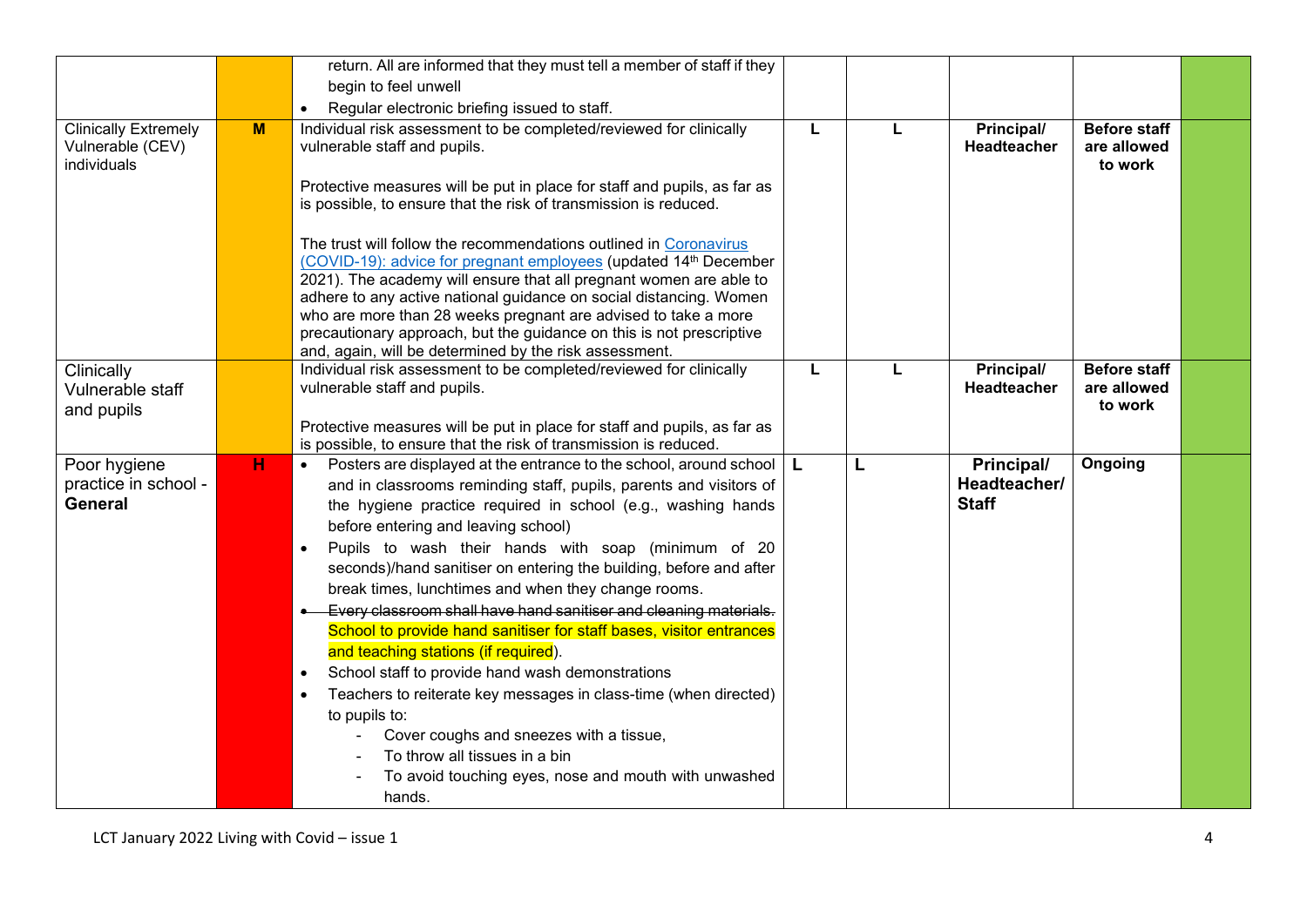| | | | | | | | |
|---|---|---|---|---|---|---|---|
| | | return. All are informed that they must tell a member of staff if they begin to feel unwell<br>• Regular electronic briefing issued to staff. | | | | | |
| Clinically Extremely Vulnerable (CEV) individuals | **M** | Individual risk assessment to be completed/reviewed for clinically vulnerable staff and pupils.<br><br>Protective measures will be put in place for staff and pupils, as far as is possible, to ensure that the risk of transmission is reduced.<br><br>The trust will follow the recommendations outlined in [Coronavirus (COVID-19): advice for pregnant employees]() (updated 14th December 2021). The academy will ensure that all pregnant women are able to adhere to any active national guidance on social distancing. Women who are more than 28 weeks pregnant are advised to take a more precautionary approach, but the guidance on this is not prescriptive and, again, will be determined by the risk assessment. | **L** | **L** | **Principal/ Headteacher** | **Before staff are allowed to work** | |
| Clinically Vulnerable staff and pupils | | Individual risk assessment to be completed/reviewed for clinically vulnerable staff and pupils.<br><br>Protective measures will be put in place for staff and pupils, as far as is possible, to ensure that the risk of transmission is reduced. | **L** | **L** | **Principal/ Headteacher** | **Before staff are allowed to work** | |
| Poor hygiene practice in school - **General** | **H** | • Posters are displayed at the entrance to the school, around school and in classrooms reminding staff, pupils, parents and visitors of the hygiene practice required in school (e.g., washing hands before entering and leaving school)<br>• Pupils to wash their hands with soap (minimum of 20 seconds)/hand sanitiser on entering the building, before and after break times, lunchtimes and when they change rooms.<br>• ~~Every classroom shall have hand sanitiser and cleaning materials.~~ School to provide hand sanitiser for staff bases, visitor entrances and teaching stations (if required).<br>• School staff to provide hand wash demonstrations<br>• Teachers to reiterate key messages in class-time (when directed) to pupils to:<br>&nbsp;&nbsp;- Cover coughs and sneezes with a tissue,<br>&nbsp;&nbsp;- To throw all tissues in a bin<br>&nbsp;&nbsp;- To avoid touching eyes, nose and mouth with unwashed hands. | **L** | **L** | **Principal/ Headteacher/ Staff** | **Ongoing** | |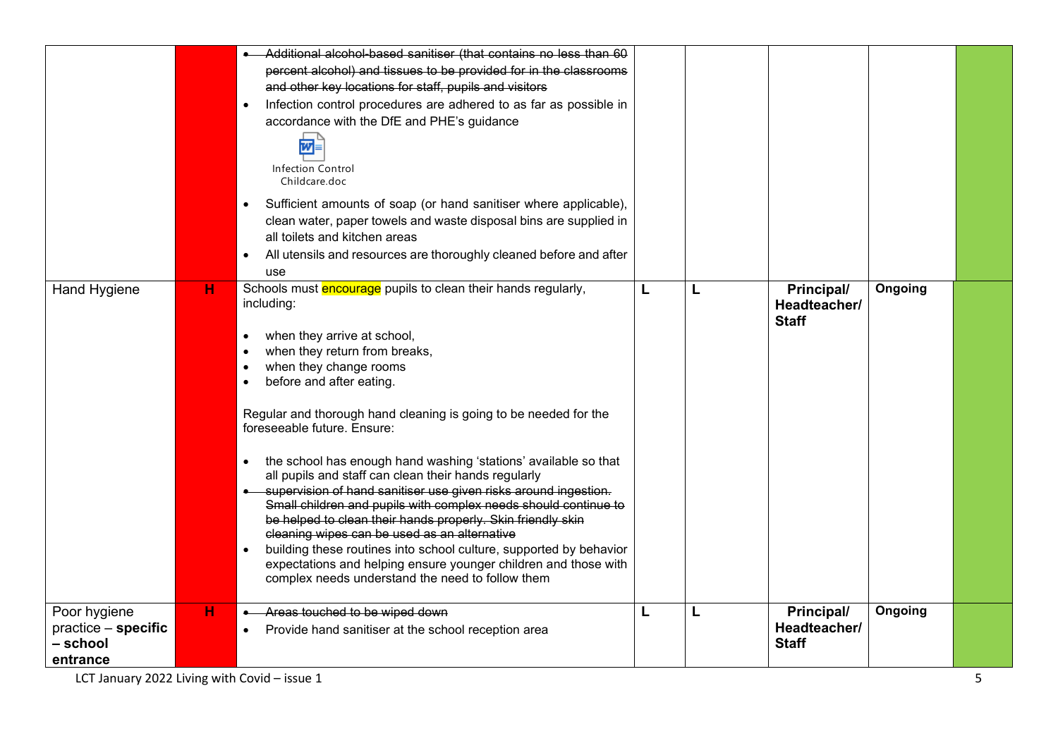| | | | | | | | |
|---|---|---|---|---|---|---|---|
| | | ~~Additional alcohol-based sanitiser (that contains no less than 60 percent alcohol) and tissues to be provided for in the classrooms and other key locations for staff, pupils and visitors~~<br>• Infection control procedures are adhered to as far as possible in accordance with the DfE and PHE's guidance<br>Infection Control Childcare.doc<br>• Sufficient amounts of soap (or hand sanitiser where applicable), clean water, paper towels and waste disposal bins are supplied in all toilets and kitchen areas<br>• All utensils and resources are thoroughly cleaned before and after use | | | | | |
| Hand Hygiene | H | Schools must encourage pupils to clean their hands regularly, including:<br>• when they arrive at school,<br>• when they return from breaks,<br>• when they change rooms<br>• before and after eating.<br><br>Regular and thorough hand cleaning is going to be needed for the foreseeable future. Ensure:<br>• the school has enough hand washing 'stations' available so that all pupils and staff can clean their hands regularly<br>~~supervision of hand sanitiser use given risks around ingestion. Small children and pupils with complex needs should continue to be helped to clean their hands properly. Skin friendly skin cleaning wipes can be used as an alternative~~<br>• building these routines into school culture, supported by behavior expectations and helping ensure younger children and those with complex needs understand the need to follow them | L | L | **Principal/ Headteacher/ Staff** | **Ongoing** | |
| Poor hygiene practice – **specific – school entrance** | H | ~~Areas touched to be wiped down~~<br>• Provide hand sanitiser at the school reception area | L | L | **Principal/ Headteacher/ Staff** | **Ongoing** | |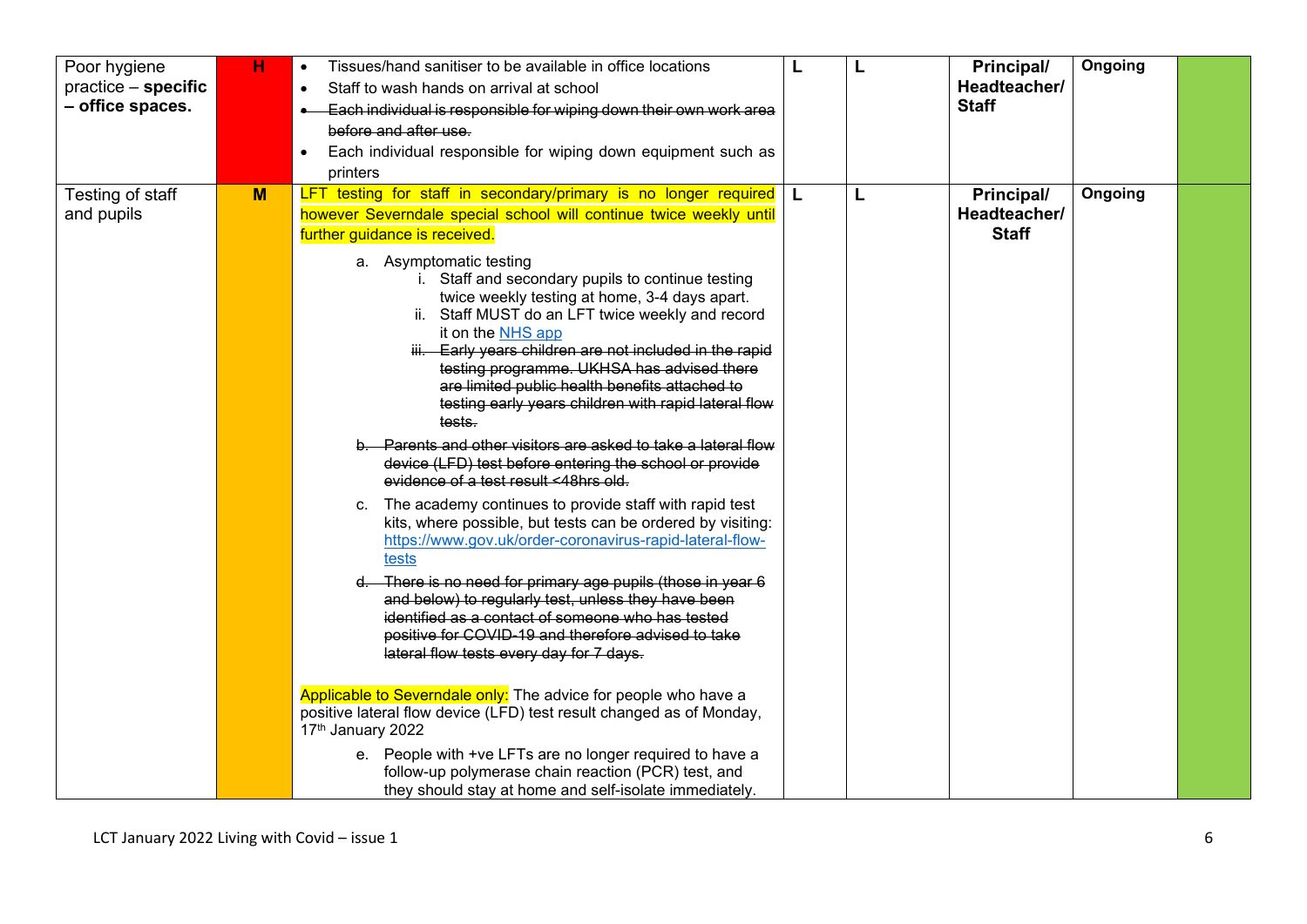| Poor hygiene practice – **specific – office spaces.** | **H** | • Tissues/hand sanitiser to be available in office locations<br>• Staff to wash hands on arrival at school<br>• ~~Each individual is responsible for wiping down their own work area before and after use.~~<br>• Each individual responsible for wiping down equipment such as printers | **L** | **L** | **Principal/ Headteacher/ Staff** | **Ongoing** | |
|---|---|---|---|---|---|---|---|
| Testing of staff and pupils | **M** | LFT testing for staff in secondary/primary is no longer required however Severndale special school will continue twice weekly until further guidance is received.<br><br>a. Asymptomatic testing<br>i. Staff and secondary pupils to continue testing twice weekly testing at home, 3-4 days apart.<br>ii. Staff MUST do an LFT twice weekly and record it on the NHS app<br>~~iii. Early years children are not included in the rapid testing programme. UKHSA has advised there are limited public health benefits attached to testing early years children with rapid lateral flow tests.~~<br>~~b. Parents and other visitors are asked to take a lateral flow device (LFD) test before entering the school or provide evidence of a test result <48hrs old.~~<br>c. The academy continues to provide staff with rapid test kits, where possible, but tests can be ordered by visiting: https://www.gov.uk/order-coronavirus-rapid-lateral-flow-tests<br>~~d. There is no need for primary age pupils (those in year 6 and below) to regularly test, unless they have been identified as a contact of someone who has tested positive for COVID-19 and therefore advised to take lateral flow tests every day for 7 days.~~<br><br>Applicable to Severndale only: The advice for people who have a positive lateral flow device (LFD) test result changed as of Monday, 17th January 2022<br>e. People with +ve LFTs are no longer required to have a follow-up polymerase chain reaction (PCR) test, and they should stay at home and self-isolate immediately. | **L** | **L** | **Principal/ Headteacher/ Staff** | **Ongoing** | |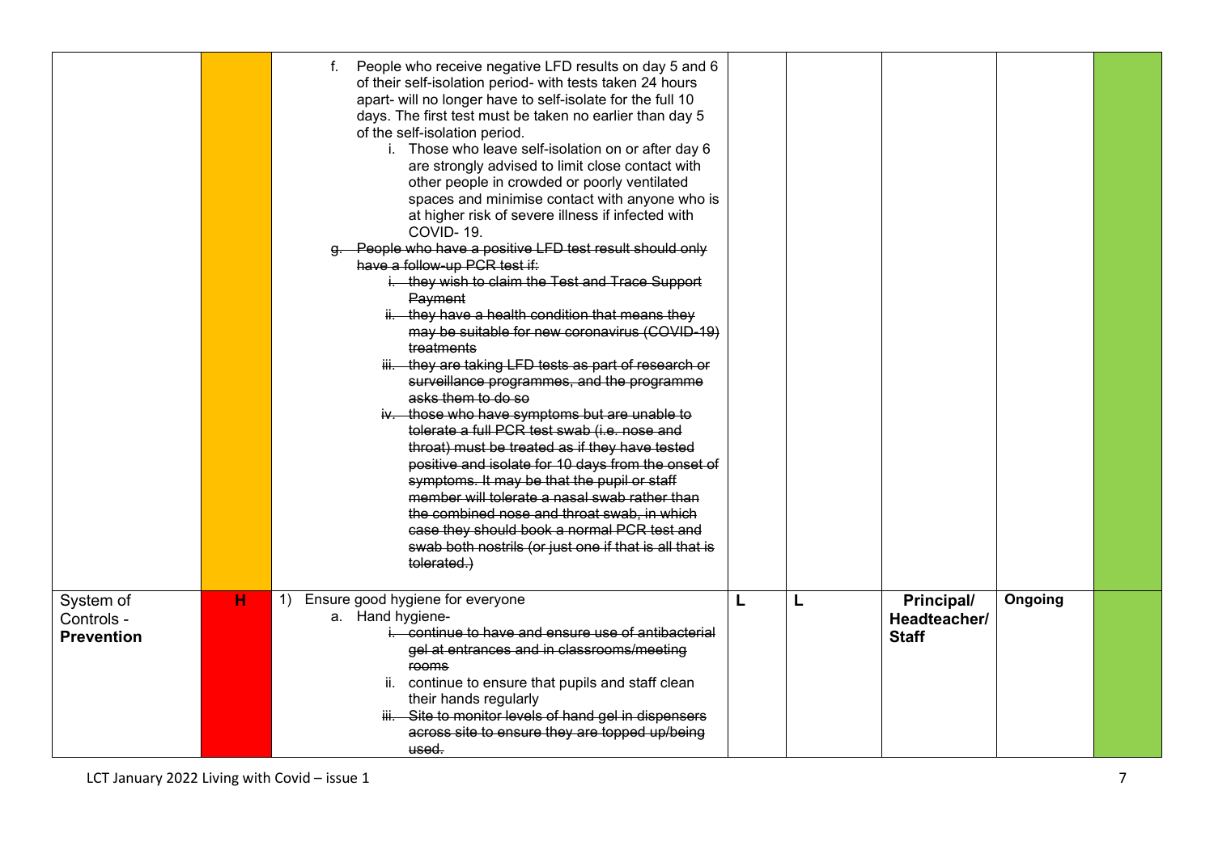| | | | | | | | |
|---|---|---|---|---|---|---|---|
| | | f. People who receive negative LFD results on day 5 and 6 of their self-isolation period- with tests taken 24 hours apart- will no longer have to self-isolate for the full 10 days. The first test must be taken no earlier than day 5 of the self-isolation period.<br>i. Those who leave self-isolation on or after day 6 are strongly advised to limit close contact with other people in crowded or poorly ventilated spaces and minimise contact with anyone who is at higher risk of severe illness if infected with COVID- 19.<br>~~g. People who have a positive LFD test result should only have a follow-up PCR test if:~~<br>~~i. they wish to claim the Test and Trace Support Payment~~<br>~~ii. they have a health condition that means they may be suitable for new coronavirus (COVID-19) treatments~~<br>~~iii. they are taking LFD tests as part of research or surveillance programmes, and the programme asks them to do so~~<br>~~iv. those who have symptoms but are unable to tolerate a full PCR test swab (i.e. nose and throat) must be treated as if they have tested positive and isolate for 10 days from the onset of symptoms. It may be that the pupil or staff member will tolerate a nasal swab rather than the combined nose and throat swab, in which case they should book a normal PCR test and swab both nostrils (or just one if that is all that is tolerated.)~~ | | | | | |
| System of Controls - **Prevention** | H | 1) Ensure good hygiene for everyone<br>a. Hand hygiene-<br>~~i. continue to have and ensure use of antibacterial gel at entrances and in classrooms/meeting rooms~~<br>ii. continue to ensure that pupils and staff clean their hands regularly<br>~~iii. Site to monitor levels of hand gel in dispensers across site to ensure they are topped up/being used.~~ | L | L | **Principal/ Headteacher/ Staff** | **Ongoing** | |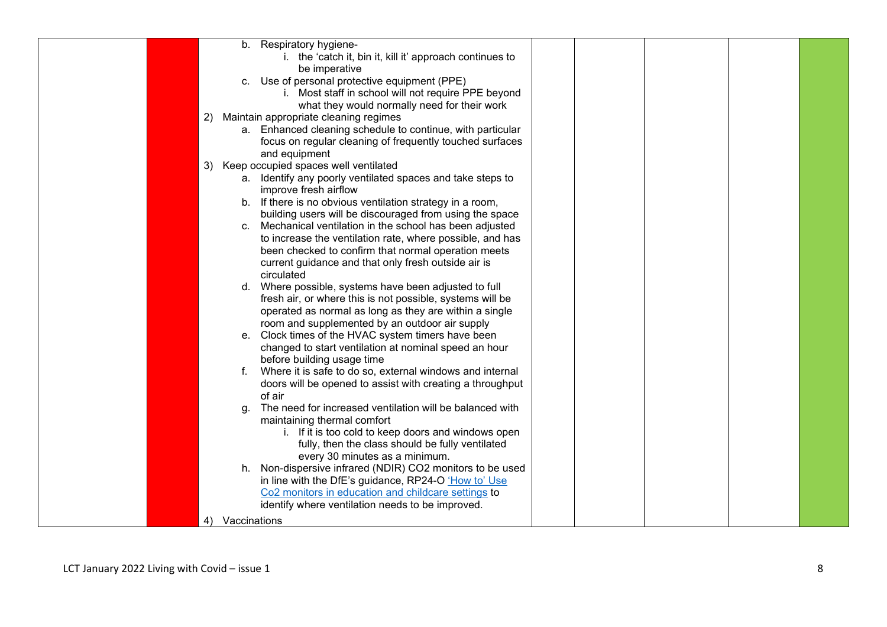|  |  |  |  |  |  |  |  |
|---|---|---|---|---|---|---|---|
|  |  | b. Respiratory hygiene-<br>i. the 'catch it, bin it, kill it' approach continues to be imperative<br>c. Use of personal protective equipment (PPE)<br>i. Most staff in school will not require PPE beyond what they would normally need for their work<br>2) Maintain appropriate cleaning regimes<br>a. Enhanced cleaning schedule to continue, with particular focus on regular cleaning of frequently touched surfaces and equipment<br>3) Keep occupied spaces well ventilated<br>a. Identify any poorly ventilated spaces and take steps to improve fresh airflow<br>b. If there is no obvious ventilation strategy in a room, building users will be discouraged from using the space<br>c. Mechanical ventilation in the school has been adjusted to increase the ventilation rate, where possible, and has been checked to confirm that normal operation meets current guidance and that only fresh outside air is circulated<br>d. Where possible, systems have been adjusted to full fresh air, or where this is not possible, systems will be operated as normal as long as they are within a single room and supplemented by an outdoor air supply<br>e. Clock times of the HVAC system timers have been changed to start ventilation at nominal speed an hour before building usage time<br>f. Where it is safe to do so, external windows and internal doors will be opened to assist with creating a throughput of air<br>g. The need for increased ventilation will be balanced with maintaining thermal comfort<br>i. If it is too cold to keep doors and windows open fully, then the class should be fully ventilated every 30 minutes as a minimum.<br>h. Non-dispersive infrared (NDIR) CO2 monitors to be used in line with the DfE's guidance, RP24-O 'How to' Use Co2 monitors in education and childcare settings to identify where ventilation needs to be improved.<br>4) Vaccinations |  |  |  |  |  |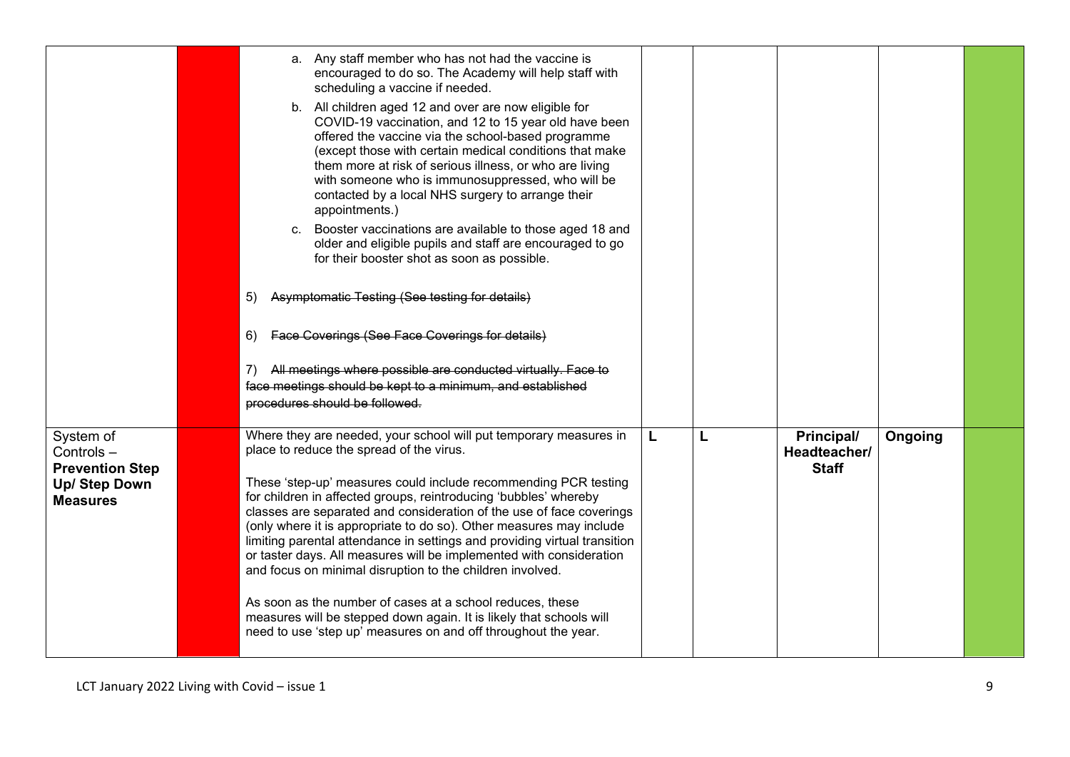| | | | | | | | |
|---|---|---|---|---|---|---|---|
| | | a. Any staff member who has not had the vaccine is encouraged to do so. The Academy will help staff with scheduling a vaccine if needed.<br><br>b. All children aged 12 and over are now eligible for COVID-19 vaccination, and 12 to 15 year old have been offered the vaccine via the school-based programme (except those with certain medical conditions that make them more at risk of serious illness, or who are living with someone who is immunosuppressed, who will be contacted by a local NHS surgery to arrange their appointments.)<br><br>c. Booster vaccinations are available to those aged 18 and older and eligible pupils and staff are encouraged to go for their booster shot as soon as possible.<br><br>5) ~~Asymptomatic Testing (See testing for details)~~<br><br>6) ~~Face Coverings (See Face Coverings for details)~~<br><br>7) ~~All meetings where possible are conducted virtually. Face to face meetings should be kept to a minimum, and established procedures should be followed.~~ | | | | | |
| System of Controls – **Prevention Step Up/ Step Down Measures** | | Where they are needed, your school will put temporary measures in place to reduce the spread of the virus.<br><br>These 'step-up' measures could include recommending PCR testing for children in affected groups, reintroducing 'bubbles' whereby classes are separated and consideration of the use of face coverings (only where it is appropriate to do so). Other measures may include limiting parental attendance in settings and providing virtual transition or taster days. All measures will be implemented with consideration and focus on minimal disruption to the children involved.<br><br>As soon as the number of cases at a school reduces, these measures will be stepped down again. It is likely that schools will need to use 'step up' measures on and off throughout the year. | **L** | **L** | **Principal/ Headteacher/ Staff** | **Ongoing** | |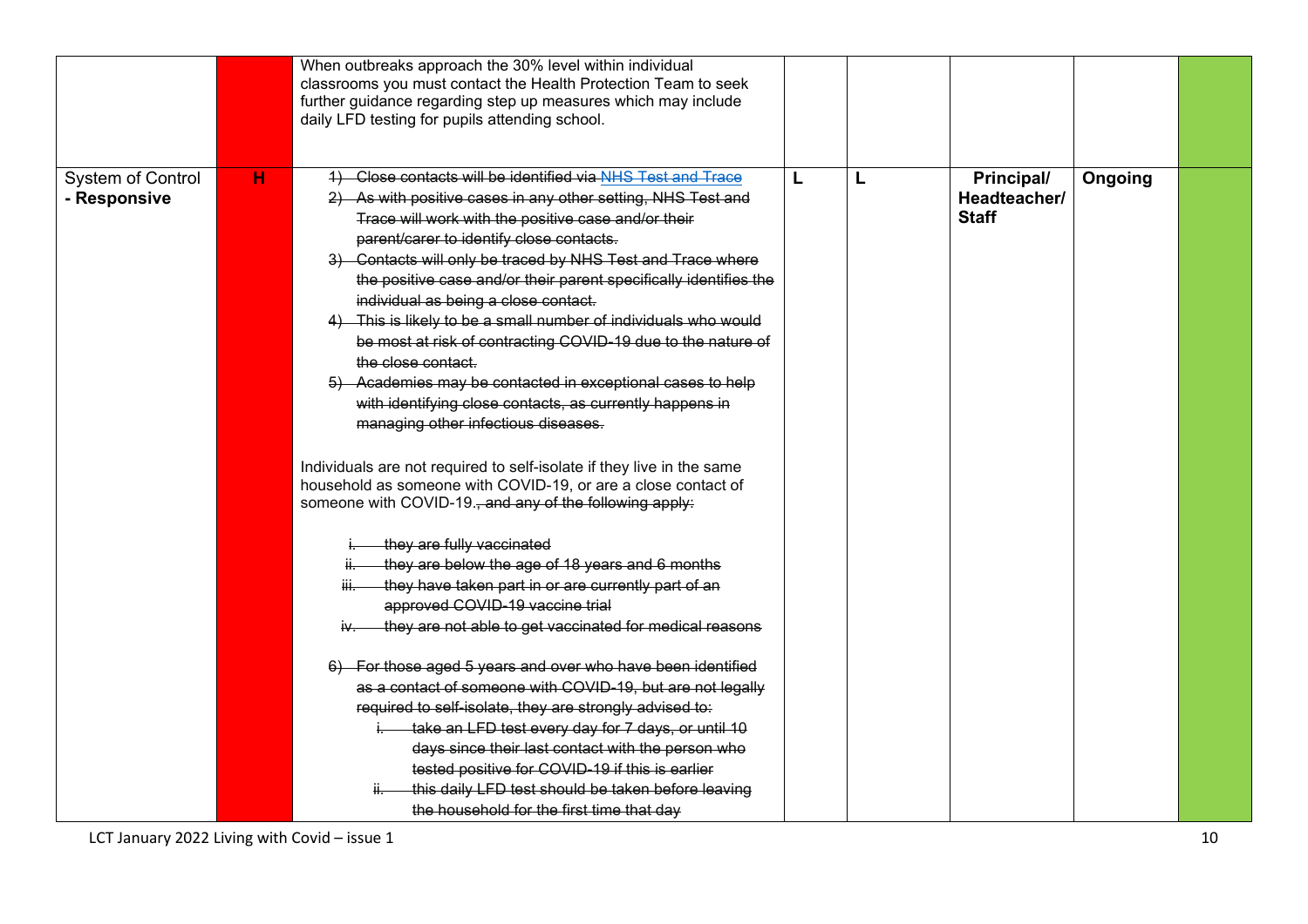| | | | | | | | |
|---|---|---|---|---|---|---|---|
| | | When outbreaks approach the 30% level within individual classrooms you must contact the Health Protection Team to seek further guidance regarding step up measures which may include daily LFD testing for pupils attending school. | | | | | |
| System of Control - Responsive | H | ~~1) Close contacts will be identified via NHS Test and Trace~~<br>~~2) As with positive cases in any other setting, NHS Test and Trace will work with the positive case and/or their parent/carer to identify close contacts.~~<br>~~3) Contacts will only be traced by NHS Test and Trace where the positive case and/or their parent specifically identifies the individual as being a close contact.~~<br>~~4) This is likely to be a small number of individuals who would be most at risk of contracting COVID-19 due to the nature of the close contact.~~<br>~~5) Academies may be contacted in exceptional cases to help with identifying close contacts, as currently happens in managing other infectious diseases.~~<br><br>Individuals are not required to self-isolate if they live in the same household as someone with COVID-19, or are a close contact of someone with COVID-19.~~, and any of the following apply:~~<br><br>~~i. they are fully vaccinated~~<br>~~ii. they are below the age of 18 years and 6 months~~<br>~~iii. they have taken part in or are currently part of an approved COVID-19 vaccine trial~~<br>~~iv. they are not able to get vaccinated for medical reasons~~<br><br>~~6) For those aged 5 years and over who have been identified as a contact of someone with COVID-19, but are not legally required to self-isolate, they are strongly advised to:~~<br>~~i. take an LFD test every day for 7 days, or until 10 days since their last contact with the person who tested positive for COVID-19 if this is earlier~~<br>~~ii. this daily LFD test should be taken before leaving the household for the first time that day~~ | L | L | **Principal/ Headteacher/ Staff** | **Ongoing** | |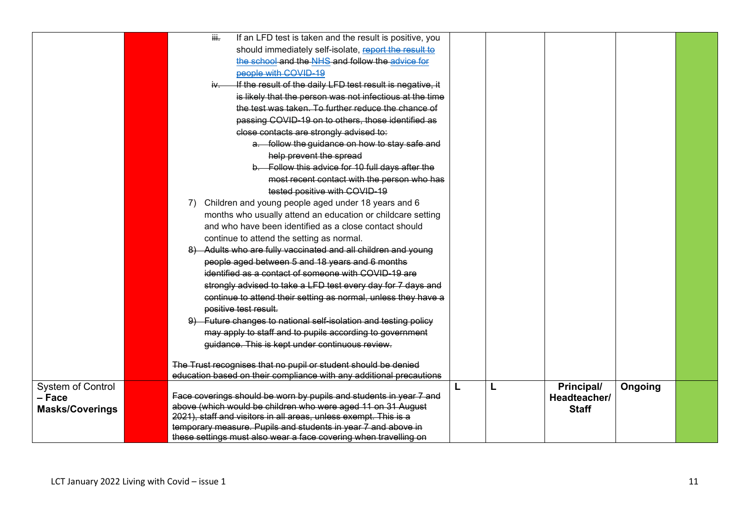| | | | | | | | |
|---|---|---|---|---|---|---|---|
| | | iii. ~~If an LFD test is taken and the result is positive, you should immediately self-isolate, report the result to the school and the NHS and follow the advice for people with COVID-19~~<br>iv. ~~If the result of the daily LFD test result is negative, it is likely that the person was not infectious at the time the test was taken. To further reduce the chance of passing COVID-19 on to others, those identified as close contacts are strongly advised to:~~<br>a. ~~follow the guidance on how to stay safe and help prevent the spread~~<br>b. ~~Follow this advice for 10 full days after the most recent contact with the person who has tested positive with COVID-19~~<br>7) Children and young people aged under 18 years and 6 months who usually attend an education or childcare setting and who have been identified as a close contact should continue to attend the setting as normal.<br>8) ~~Adults who are fully vaccinated and all children and young people aged between 5 and 18 years and 6 months identified as a contact of someone with COVID-19 are strongly advised to take a LFD test every day for 7 days and continue to attend their setting as normal, unless they have a positive test result.~~<br>9) ~~Future changes to national self-isolation and testing policy may apply to staff and to pupils according to government guidance. This is kept under continuous review.~~<br><br>~~The Trust recognises that no pupil or student should be denied education based on their compliance with any additional precautions~~ | | | | | |
| System of Control – **Face Masks/Coverings** | | ~~Face coverings should be worn by pupils and students in year 7 and above (which would be children who were aged 11 on 31 August 2021), staff and visitors in all areas, unless exempt. This is a temporary measure. Pupils and students in year 7 and above in these settings must also wear a face covering when travelling on~~ | L | L | **Principal/ Headteacher/ Staff** | **Ongoing** | |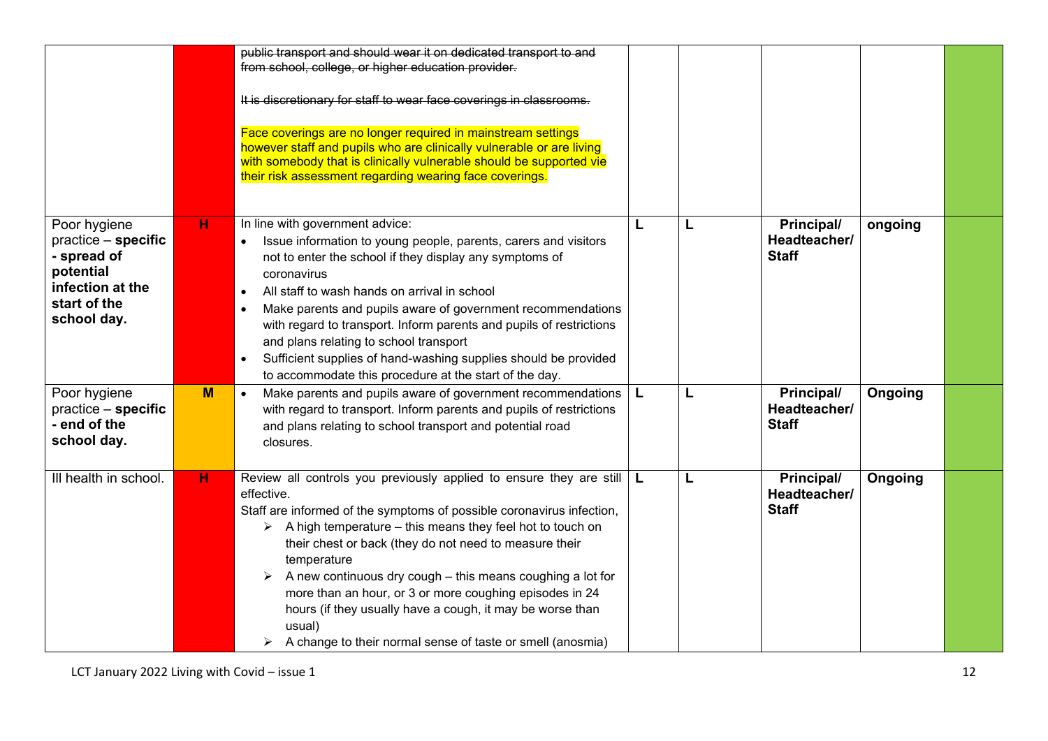| | | | | | | | |
|---|---|---|---|---|---|---|---|
| | | ~~public transport and should wear it on dedicated transport to and from school, college, or higher education provider.~~<br><br>~~It is discretionary for staff to wear face coverings in classrooms.~~<br><br>Face coverings are no longer required in mainstream settings however staff and pupils who are clinically vulnerable or are living with somebody that is clinically vulnerable should be supported vie their risk assessment regarding wearing face coverings. | | | | | |
| Poor hygiene practice – **specific - spread of potential infection at the start of the school day.** | H | In line with government advice:<br>• Issue information to young people, parents, carers and visitors not to enter the school if they display any symptoms of coronavirus<br>• All staff to wash hands on arrival in school<br>• Make parents and pupils aware of government recommendations with regard to transport. Inform parents and pupils of restrictions and plans relating to school transport<br>• Sufficient supplies of hand-washing supplies should be provided to accommodate this procedure at the start of the day. | L | L | **Principal/ Headteacher/ Staff** | **ongoing** | |
| Poor hygiene practice – **specific - end of the school day.** | M | • Make parents and pupils aware of government recommendations with regard to transport. Inform parents and pupils of restrictions and plans relating to school transport and potential road closures. | L | L | **Principal/ Headteacher/ Staff** | **Ongoing** | |
| Ill health in school. | H | Review all controls you previously applied to ensure they are still effective.<br>Staff are informed of the symptoms of possible coronavirus infection,<br>➢ A high temperature – this means they feel hot to touch on their chest or back (they do not need to measure their temperature<br>➢ A new continuous dry cough – this means coughing a lot for more than an hour, or 3 or more coughing episodes in 24 hours (if they usually have a cough, it may be worse than usual)<br>➢ A change to their normal sense of taste or smell (anosmia) | L | L | **Principal/ Headteacher/ Staff** | **Ongoing** | |

LCT January 2022 Living with Covid – issue 1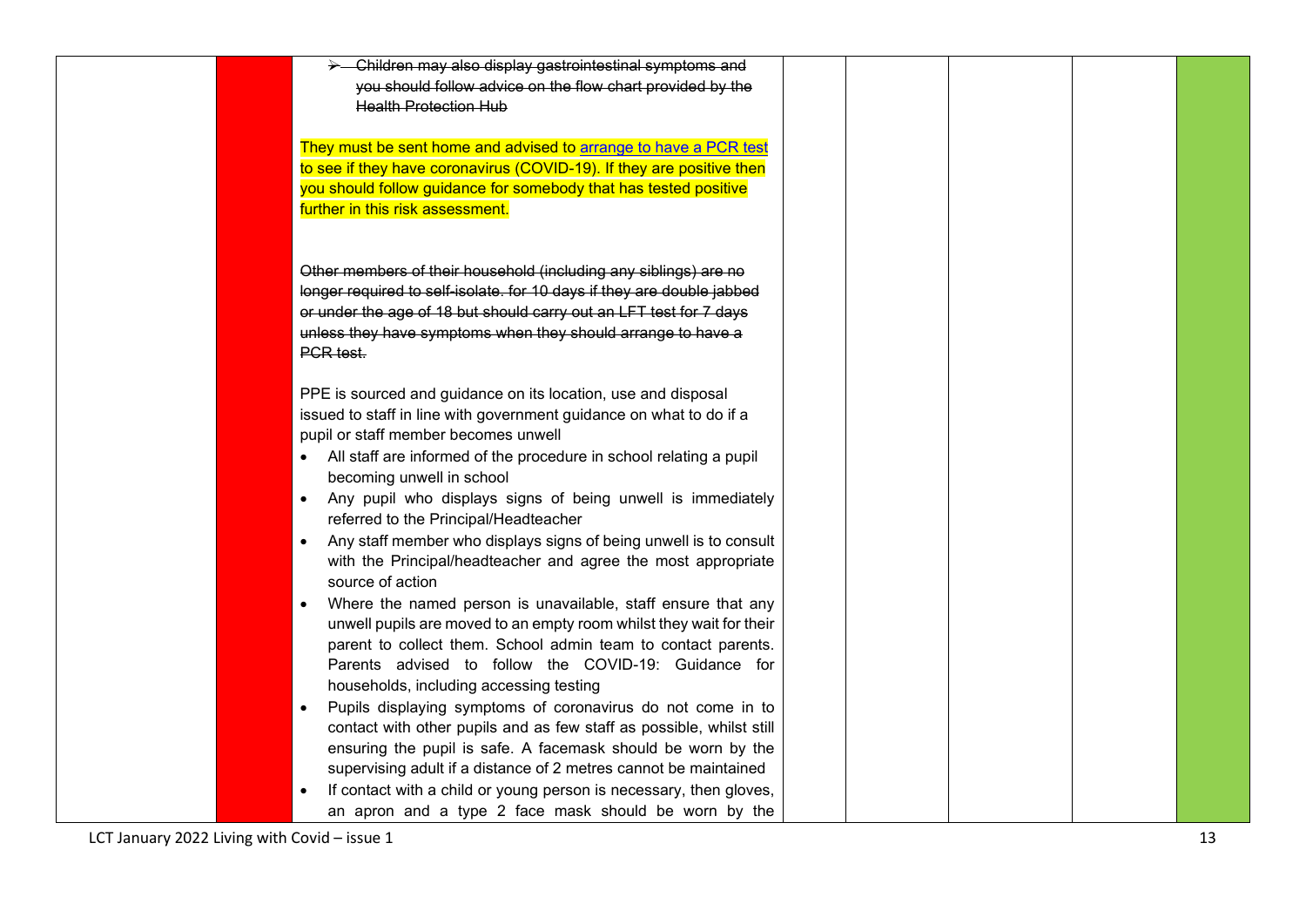|  |  | ~~➢ Children may also display gastrointestinal symptoms and you should follow advice on the flow chart provided by the Health Protection Hub~~<br><br>They must be sent home and advised to arrange to have a PCR test to see if they have coronavirus (COVID-19). If they are positive then you should follow guidance for somebody that has tested positive further in this risk assessment.<br><br>~~Other members of their household (including any siblings) are no longer required to self-isolate. for 10 days if they are double jabbed or under the age of 18 but should carry out an LFT test for 7 days unless they have symptoms when they should arrange to have a PCR test.~~<br><br>PPE is sourced and guidance on its location, use and disposal issued to staff in line with government guidance on what to do if a pupil or staff member becomes unwell<br>• All staff are informed of the procedure in school relating a pupil becoming unwell in school<br>• Any pupil who displays signs of being unwell is immediately referred to the Principal/Headteacher<br>• Any staff member who displays signs of being unwell is to consult with the Principal/headteacher and agree the most appropriate source of action<br>• Where the named person is unavailable, staff ensure that any unwell pupils are moved to an empty room whilst they wait for their parent to collect them. School admin team to contact parents. Parents advised to follow the COVID-19: Guidance for households, including accessing testing<br>• Pupils displaying symptoms of coronavirus do not come in to contact with other pupils and as few staff as possible, whilst still ensuring the pupil is safe. A facemask should be worn by the supervising adult if a distance of 2 metres cannot be maintained<br>• If contact with a child or young person is necessary, then gloves, an apron and a type 2 face mask should be worn by the |  |  |  |  |  |
|---|---|---|---|---|---|---|---|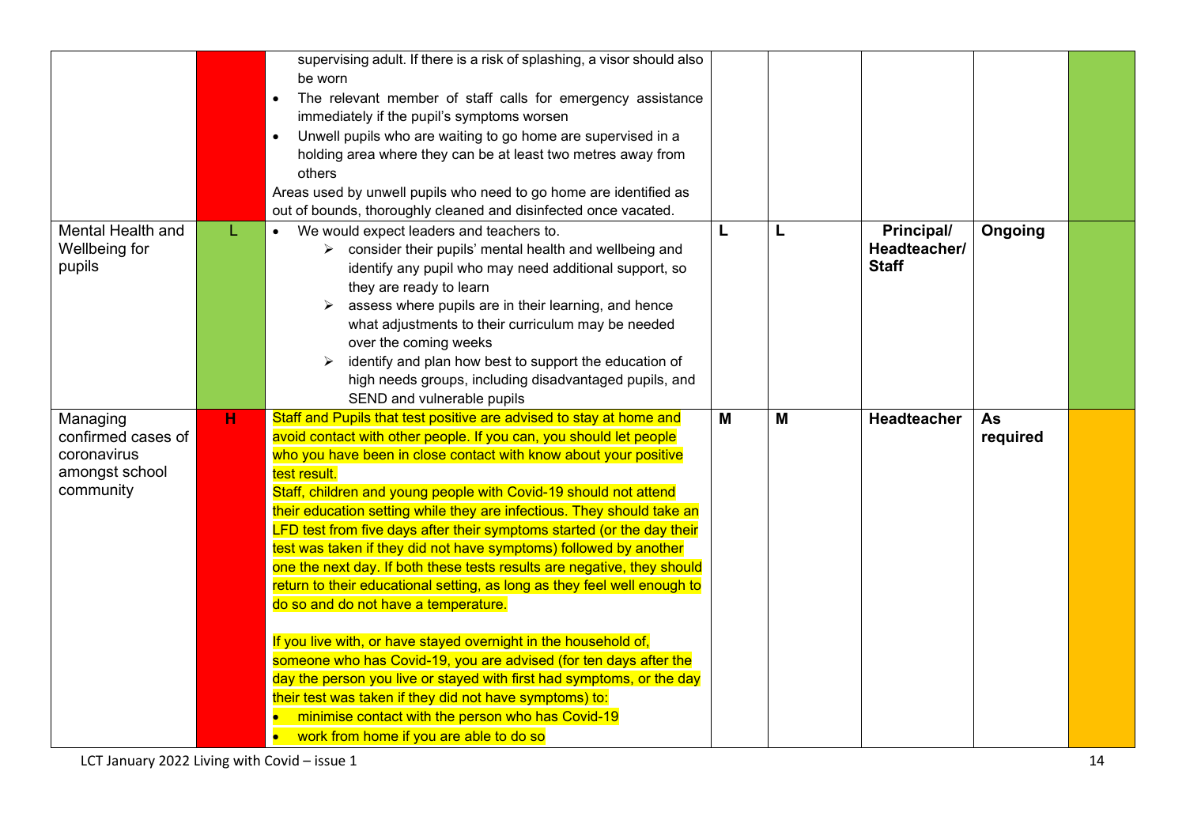| | | | | | | | |
|---|---|---|---|---|---|---|---|
| | | supervising adult. If there is a risk of splashing, a visor should also be worn<br>• The relevant member of staff calls for emergency assistance immediately if the pupil's symptoms worsen<br>• Unwell pupils who are waiting to go home are supervised in a holding area where they can be at least two metres away from others<br>Areas used by unwell pupils who need to go home are identified as out of bounds, thoroughly cleaned and disinfected once vacated. | | | | | |
| Mental Health and Wellbeing for pupils | L | • We would expect leaders and teachers to.<br>➢ consider their pupils' mental health and wellbeing and identify any pupil who may need additional support, so they are ready to learn<br>➢ assess where pupils are in their learning, and hence what adjustments to their curriculum may be needed over the coming weeks<br>➢ identify and plan how best to support the education of high needs groups, including disadvantaged pupils, and SEND and vulnerable pupils | **L** | **L** | **Principal/ Headteacher/ Staff** | **Ongoing** | |
| Managing confirmed cases of coronavirus amongst school community | H | Staff and Pupils that test positive are advised to stay at home and avoid contact with other people. If you can, you should let people who you have been in close contact with know about your positive test result.<br>Staff, children and young people with Covid-19 should not attend their education setting while they are infectious. They should take an LFD test from five days after their symptoms started (or the day their test was taken if they did not have symptoms) followed by another one the next day. If both these tests results are negative, they should return to their educational setting, as long as they feel well enough to do so and do not have a temperature.<br><br>If you live with, or have stayed overnight in the household of, someone who has Covid-19, you are advised (for ten days after the day the person you live or stayed with first had symptoms, or the day their test was taken if they did not have symptoms) to:<br>• minimise contact with the person who has Covid-19<br>• work from home if you are able to do so | **M** | **M** | **Headteacher** | **As required** | |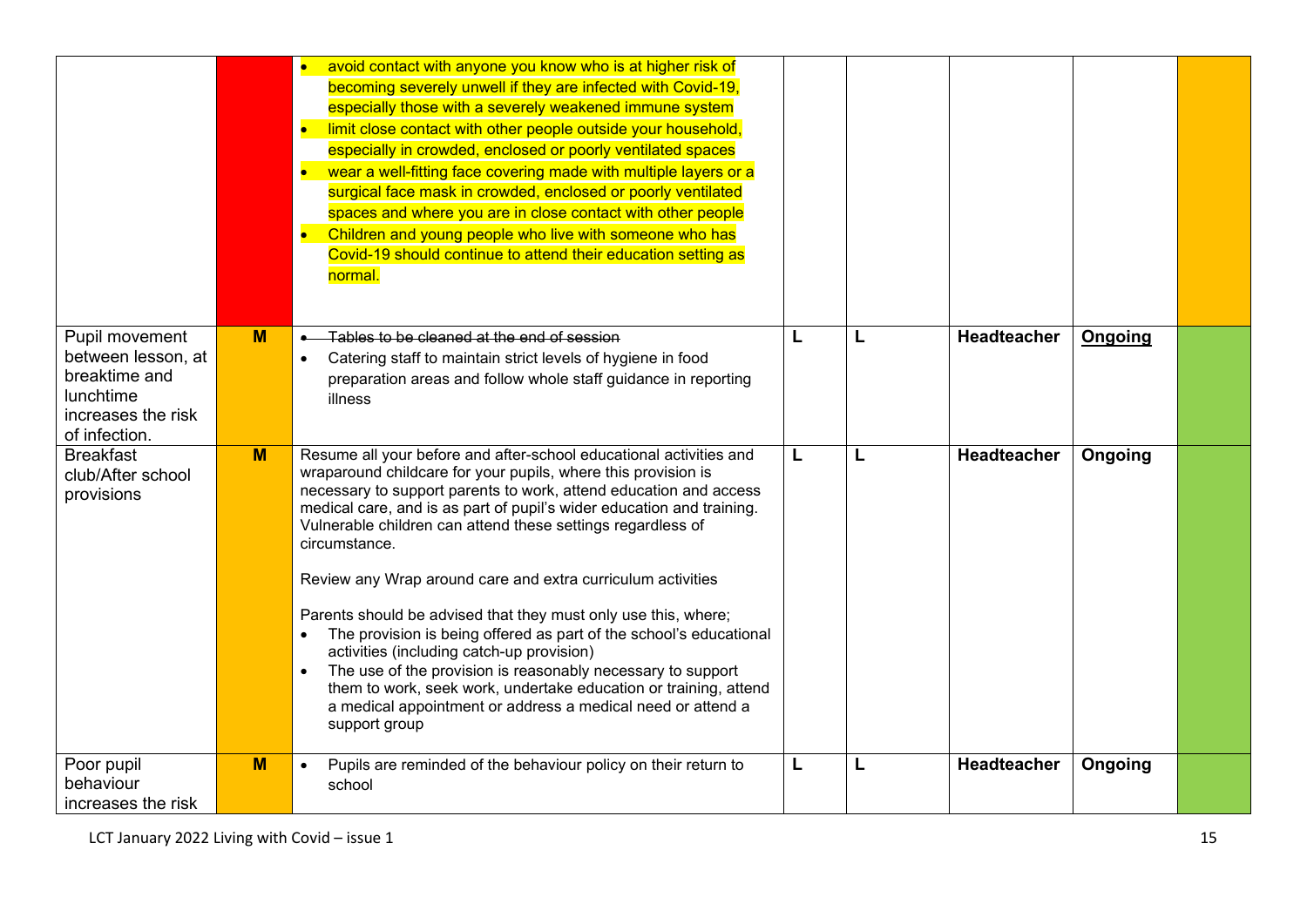| | | | | | | | |
|---|---|---|---|---|---|---|---|
| | | • avoid contact with anyone you know who is at higher risk of becoming severely unwell if they are infected with Covid-19, especially those with a severely weakened immune system<br>• limit close contact with other people outside your household, especially in crowded, enclosed or poorly ventilated spaces<br>• wear a well-fitting face covering made with multiple layers or a surgical face mask in crowded, enclosed or poorly ventilated spaces and where you are in close contact with other people<br>• Children and young people who live with someone who has Covid-19 should continue to attend their education setting as normal. | | | | | |
| Pupil movement between lesson, at breaktime and lunchtime increases the risk of infection. | **M** | • ~~Tables to be cleaned at the end of session~~<br>• Catering staff to maintain strict levels of hygiene in food preparation areas and follow whole staff guidance in reporting illness | **L** | **L** | **Headteacher** | **Ongoing** | |
| Breakfast club/After school provisions | **M** | Resume all your before and after-school educational activities and wraparound childcare for your pupils, where this provision is necessary to support parents to work, attend education and access medical care, and is as part of pupil's wider education and training. Vulnerable children can attend these settings regardless of circumstance.<br><br>Review any Wrap around care and extra curriculum activities<br><br>Parents should be advised that they must only use this, where;<br>• The provision is being offered as part of the school's educational activities (including catch-up provision)<br>• The use of the provision is reasonably necessary to support them to work, seek work, undertake education or training, attend a medical appointment or address a medical need or attend a support group | **L** | **L** | **Headteacher** | **Ongoing** | |
| Poor pupil behaviour increases the risk | **M** | • Pupils are reminded of the behaviour policy on their return to school | **L** | **L** | **Headteacher** | **Ongoing** | |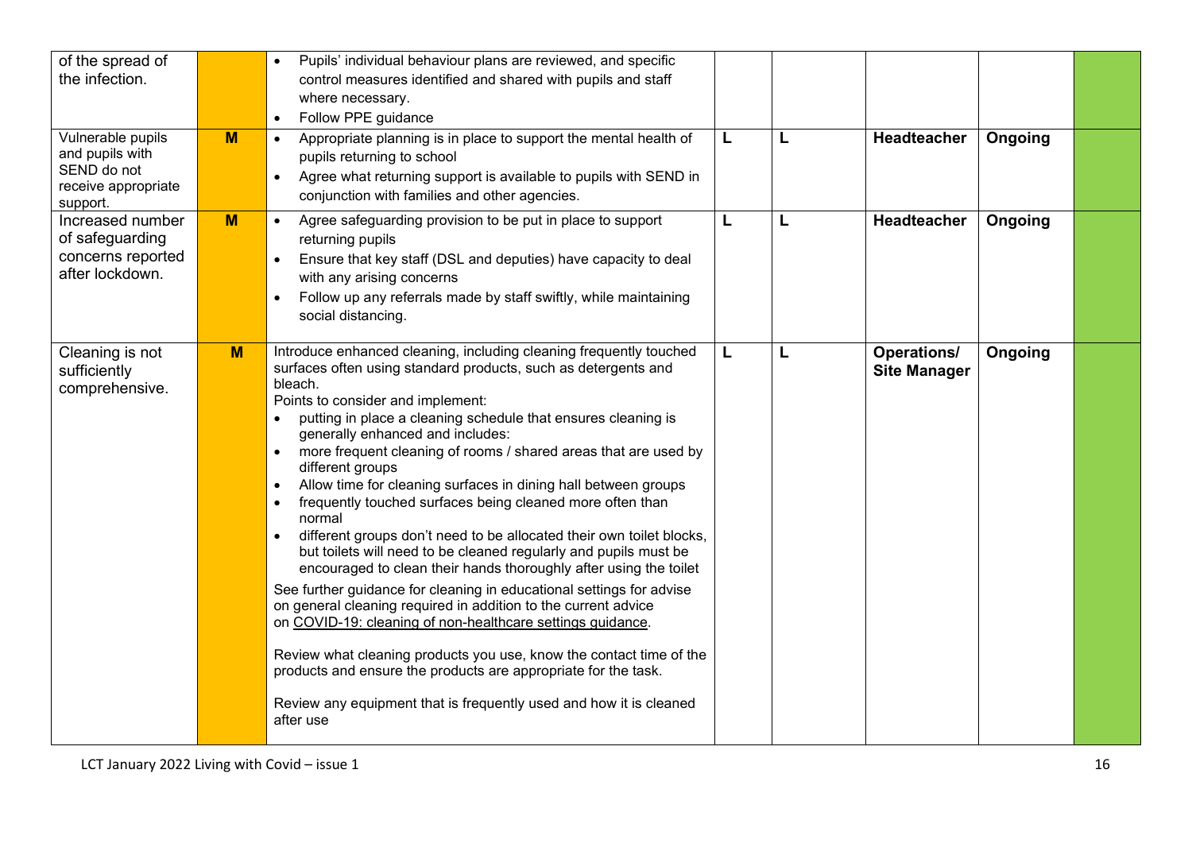| | | | | | | | |
|---|---|---|---|---|---|---|---|
| of the spread of the infection. | | • Pupils' individual behaviour plans are reviewed, and specific control measures identified and shared with pupils and staff where necessary.<br>• Follow PPE guidance | | | | | |
| Vulnerable pupils and pupils with SEND do not receive appropriate support. | **M** | • Appropriate planning is in place to support the mental health of pupils returning to school<br>• Agree what returning support is available to pupils with SEND in conjunction with families and other agencies. | **L** | **L** | **Headteacher** | **Ongoing** | |
| Increased number of safeguarding concerns reported after lockdown. | **M** | • Agree safeguarding provision to be put in place to support returning pupils<br>• Ensure that key staff (DSL and deputies) have capacity to deal with any arising concerns<br>• Follow up any referrals made by staff swiftly, while maintaining social distancing. | **L** | **L** | **Headteacher** | **Ongoing** | |
| Cleaning is not sufficiently comprehensive. | **M** | Introduce enhanced cleaning, including cleaning frequently touched surfaces often using standard products, such as detergents and bleach.<br>Points to consider and implement:<br>• putting in place a cleaning schedule that ensures cleaning is generally enhanced and includes:<br>• more frequent cleaning of rooms / shared areas that are used by different groups<br>• Allow time for cleaning surfaces in dining hall between groups<br>• frequently touched surfaces being cleaned more often than normal<br>• different groups don't need to be allocated their own toilet blocks, but toilets will need to be cleaned regularly and pupils must be encouraged to clean their hands thoroughly after using the toilet<br>See further guidance for cleaning in educational settings for advise on general cleaning required in addition to the current advice on COVID-19: cleaning of non-healthcare settings guidance.<br>Review what cleaning products you use, know the contact time of the products and ensure the products are appropriate for the task.<br>Review any equipment that is frequently used and how it is cleaned after use | **L** | **L** | **Operations/ Site Manager** | **Ongoing** | |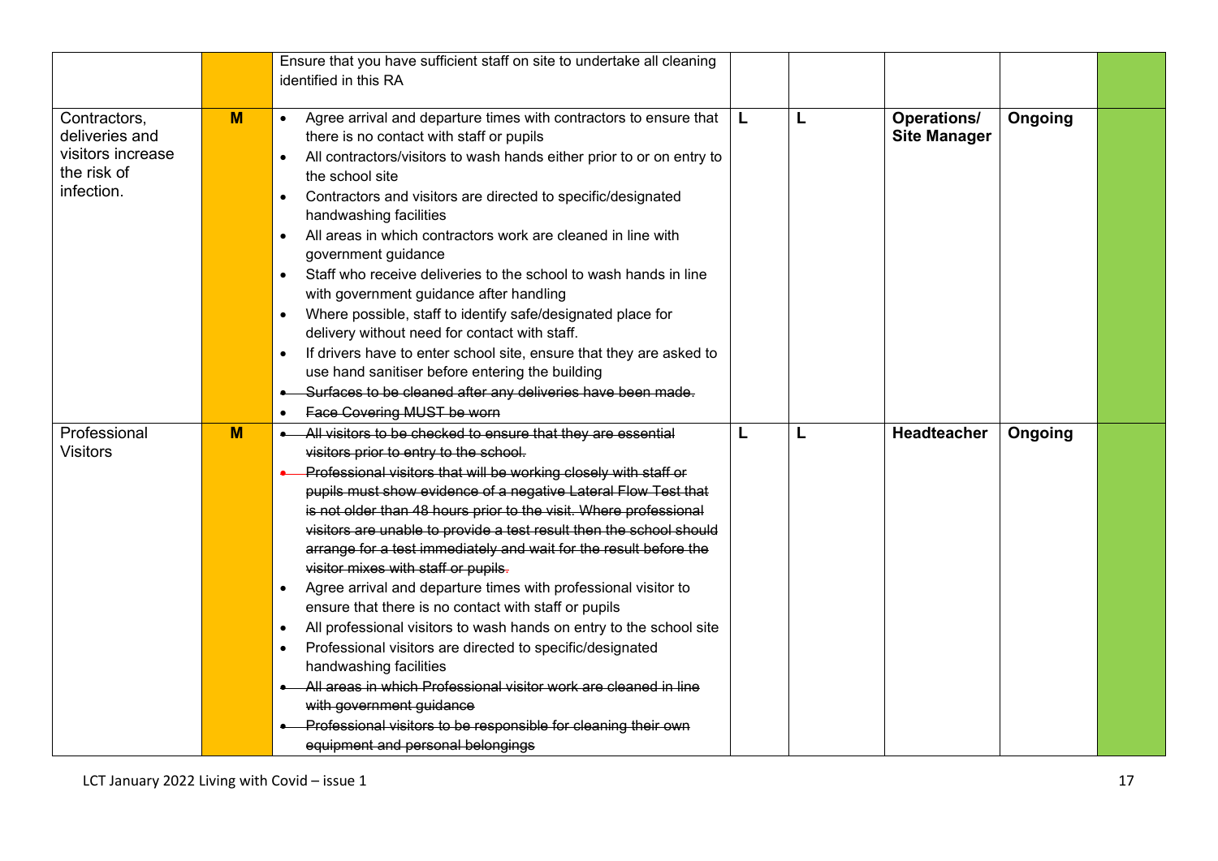| | | | | | | | |
|---|---|---|---|---|---|---|---|
| | | Ensure that you have sufficient staff on site to undertake all cleaning identified in this RA | | | | | |
| Contractors, deliveries and visitors increase the risk of infection. | M | • Agree arrival and departure times with contractors to ensure that there is no contact with staff or pupils<br>• All contractors/visitors to wash hands either prior to or on entry to the school site<br>• Contractors and visitors are directed to specific/designated handwashing facilities<br>• All areas in which contractors work are cleaned in line with government guidance<br>• Staff who receive deliveries to the school to wash hands in line with government guidance after handling<br>• Where possible, staff to identify safe/designated place for delivery without need for contact with staff.<br>• If drivers have to enter school site, ensure that they are asked to use hand sanitiser before entering the building<br>• ~~Surfaces to be cleaned after any deliveries have been made.~~<br>• ~~Face Covering MUST be worn~~ | L | L | **Operations/ Site Manager** | **Ongoing** | |
| Professional Visitors | M | • ~~All visitors to be checked to ensure that they are essential visitors prior to entry to the school.~~<br>• ~~Professional visitors that will be working closely with staff or pupils must show evidence of a negative Lateral Flow Test that is not older than 48 hours prior to the visit. Where professional visitors are unable to provide a test result then the school should arrange for a test immediately and wait for the result before the visitor mixes with staff or pupils.~~<br>• Agree arrival and departure times with professional visitor to ensure that there is no contact with staff or pupils<br>• All professional visitors to wash hands on entry to the school site<br>• Professional visitors are directed to specific/designated handwashing facilities<br>• ~~All areas in which Professional visitor work are cleaned in line with government guidance~~<br>• ~~Professional visitors to be responsible for cleaning their own equipment and personal belongings~~ | L | L | **Headteacher** | **Ongoing** | |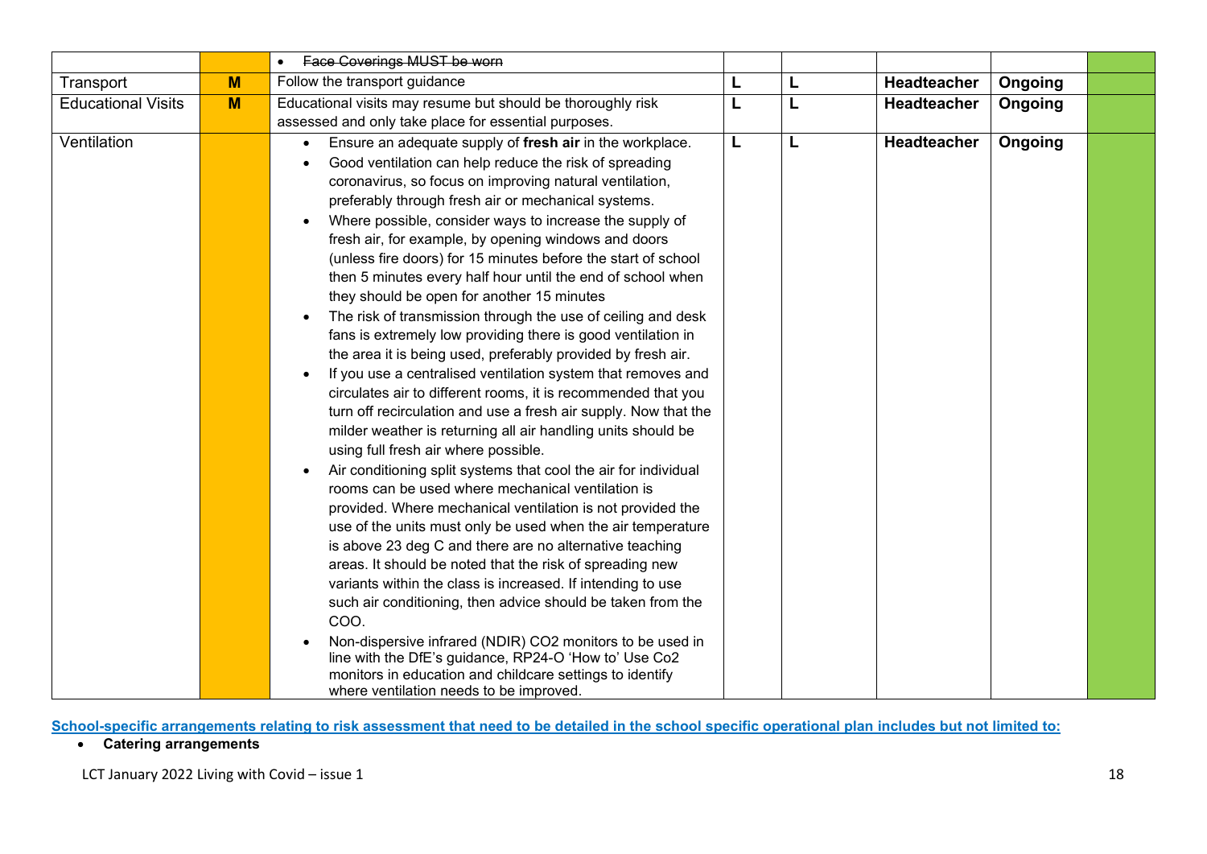| | | | | | | | |
|---|---|---|---|---|---|---|---|
| | | • ~~Face Coverings MUST be worn~~ | | | | | |
| Transport | **M** | Follow the transport guidance | **L** | **L** | **Headteacher** | **Ongoing** | |
| Educational Visits | **M** | Educational visits may resume but should be thoroughly risk assessed and only take place for essential purposes. | **L** | **L** | **Headteacher** | **Ongoing** | |
| Ventilation | | • Ensure an adequate supply of **fresh air** in the workplace.<br>• Good ventilation can help reduce the risk of spreading coronavirus, so focus on improving natural ventilation, preferably through fresh air or mechanical systems.<br>• Where possible, consider ways to increase the supply of fresh air, for example, by opening windows and doors (unless fire doors) for 15 minutes before the start of school then 5 minutes every half hour until the end of school when they should be open for another 15 minutes<br>• The risk of transmission through the use of ceiling and desk fans is extremely low providing there is good ventilation in the area it is being used, preferably provided by fresh air.<br>• If you use a centralised ventilation system that removes and circulates air to different rooms, it is recommended that you turn off recirculation and use a fresh air supply. Now that the milder weather is returning all air handling units should be using full fresh air where possible.<br>• Air conditioning split systems that cool the air for individual rooms can be used where mechanical ventilation is provided. Where mechanical ventilation is not provided the use of the units must only be used when the air temperature is above 23 deg C and there are no alternative teaching areas. It should be noted that the risk of spreading new variants within the class is increased. If intending to use such air conditioning, then advice should be taken from the COO.<br>• Non-dispersive infrared (NDIR) CO2 monitors to be used in line with the DfE's guidance, RP24-O 'How to' Use Co2 monitors in education and childcare settings to identify where ventilation needs to be improved. | **L** | **L** | **Headteacher** | **Ongoing** | |

**School-specific arrangements relating to risk assessment that need to be detailed in the school specific operational plan includes but not limited to:**

- **Catering arrangements**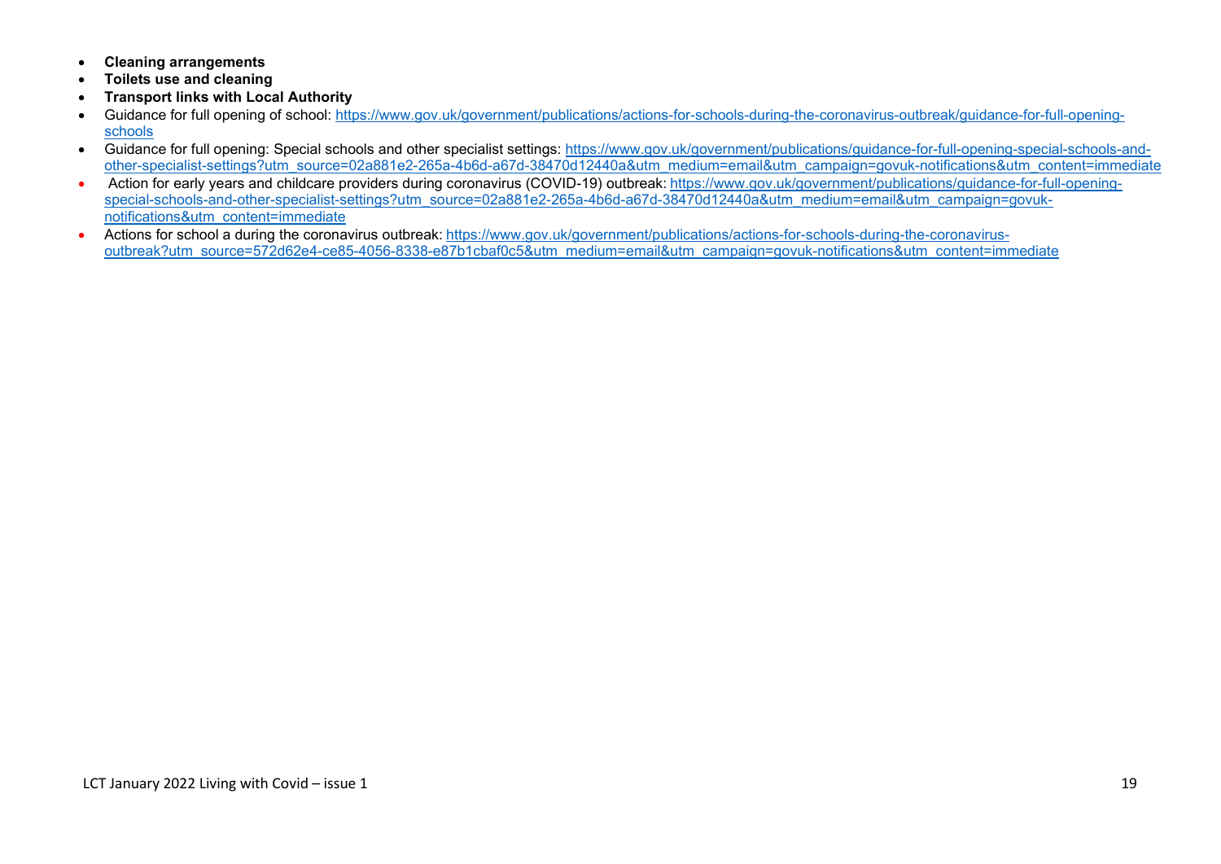- **Cleaning arrangements**
- **Toilets use and cleaning**
- **Transport links with Local Authority**
- Guidance for full opening of school: https://www.gov.uk/government/publications/actions-for-schools-during-the-coronavirus-outbreak/guidance-for-full-opening-schools
- Guidance for full opening: Special schools and other specialist settings: https://www.gov.uk/government/publications/guidance-for-full-opening-special-schools-and-other-specialist-settings?utm_source=02a881e2-265a-4b6d-a67d-38470d12440a&utm_medium=email&utm_campaign=govuk-notifications&utm_content=immediate
- Action for early years and childcare providers during coronavirus (COVID-19) outbreak: https://www.gov.uk/government/publications/guidance-for-full-opening-special-schools-and-other-specialist-settings?utm_source=02a881e2-265a-4b6d-a67d-38470d12440a&utm_medium=email&utm_campaign=govuk-notifications&utm_content=immediate
- Actions for school a during the coronavirus outbreak: https://www.gov.uk/government/publications/actions-for-schools-during-the-coronavirus-outbreak?utm_source=572d62e4-ce85-4056-8338-e87b1cbaf0c5&utm_medium=email&utm_campaign=govuk-notifications&utm_content=immediate